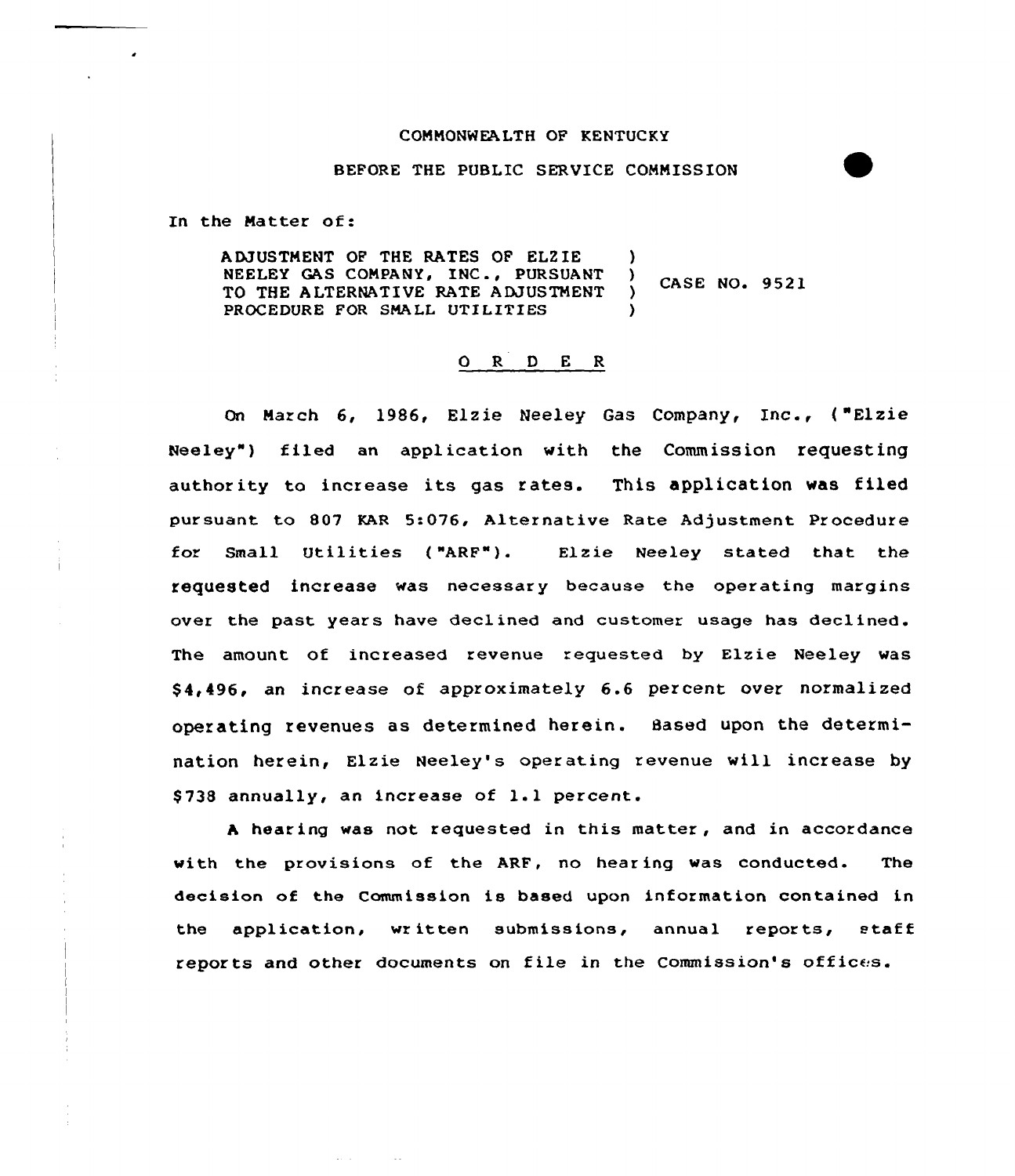COMMONWEALTH OF KENTUCKY

BEFORE THE PUBLIC SERVICE COMMISSION

In the Matter of:

| | | |
|---|---|---|
| ADJUSTMENT OF THE RATES OF ELZIE NEELEY GAS COMPANY, INC., PURSUANT TO THE ALTERNATIVE RATE ADJUSTMENT PROCEDURE FOR SMALL UTILITIES | ) ) ) ) | CASE NO. 9521 |

## O R D E R

On March 6, 1986, Elzie Neeley Gas Company, Inc., ("Elzie Neeley") filed an application with the Commission requesting authority to increase its gas rates. This application was filed pursuant to 807 KAR 5:076, Alternative Rate Adjustment Procedure for Small Utilities ("ARF"). Elzie Neeley stated that the requested increase was necessary because the operating margins over the past years have declined and customer usage has declined. The amount of increased revenue requested by Elzie Neeley was $4,496, an increase of approximately 6.6 percent over normalized operating revenues as determined herein. Based upon the determination herein, Elzie Neeley's operating revenue will increase by $738 annually, an increase of 1.1 percent.

A hearing was not requested in this matter, and in accordance with the provisions of the ARF, no hearing was conducted. The decision of the Commission is based upon information contained in the application, written submissions, annual reports, staff reports and other documents on file in the Commission's offices.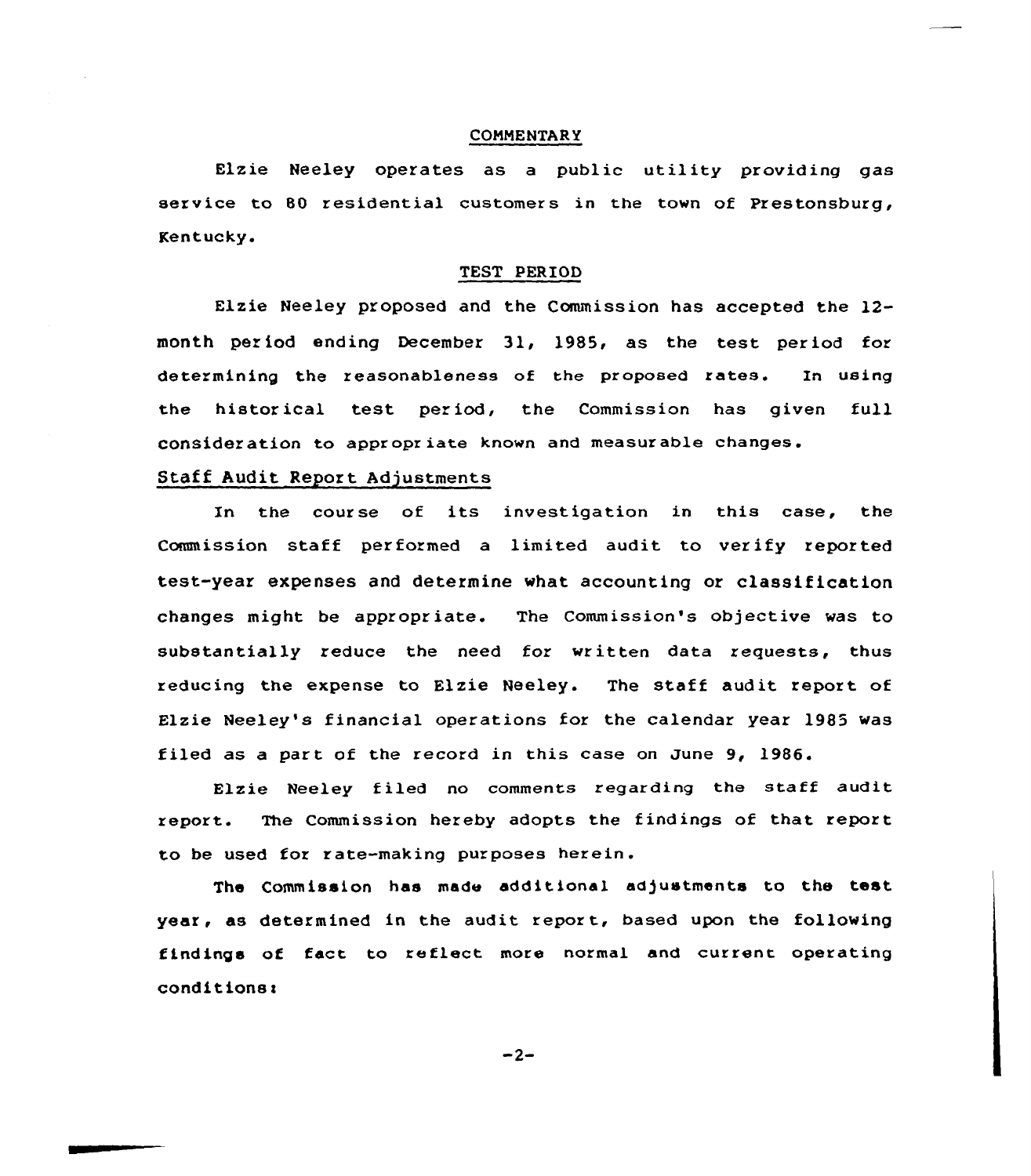## COMMENTARY

Elzie Neeley operates as a public utility providing gas service to 80 residential customers in the town of Prestonsburg, Kentucky.

## TEST PERIOD

Elzie Neeley proposed and the Commission has accepted the 12-month period ending December 31, 1985, as the test period for determining the reasonableness of the proposed rates. In using the historical test period, the Commission has given full consideration to appropriate known and measurable changes.

### Staff Audit Report Adjustments

In the course of its investigation in this case, the Commission staff performed a limited audit to verify reported test-year expenses and determine what accounting or classification changes might be appropriate. The Commission's objective was to substantially reduce the need for written data requests, thus reducing the expense to Elzie Neeley. The staff audit report of Elzie Neeley's financial operations for the calendar year 1985 was filed as a part of the record in this case on June 9, 1986.

Elzie Neeley filed no comments regarding the staff audit report. The Commission hereby adopts the findings of that report to be used for rate-making purposes herein.

The Commission has made additional adjustments to the test year, as determined in the audit report, based upon the following findings of fact to reflect more normal and current operating conditions: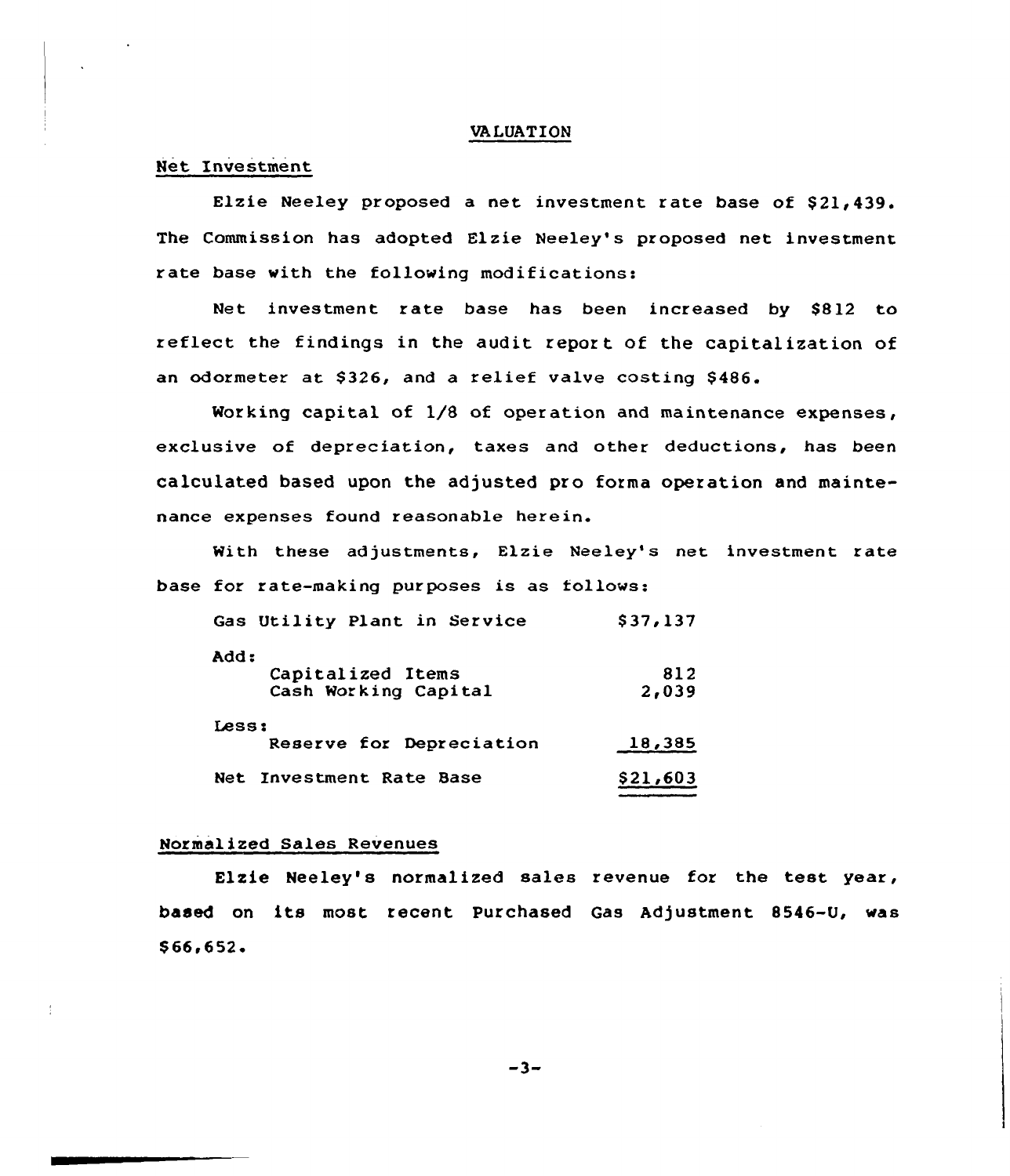## VALUATION

### Net Investment

Elzie Neeley proposed a net investment rate base of $21,439. The Commission has adopted Elzie Neeley's proposed net investment rate base with the following modifications:

Net investment rate base has been increased by $812 to reflect the findings in the audit report of the capitalization of an odormeter at $326, and a relief valve costing $486.

Working capital of 1/8 of operation and maintenance expenses, exclusive of depreciation, taxes and other deductions, has been calculated based upon the adjusted pro forma operation and maintenance expenses found reasonable herein.

With these adjustments, Elzie Neeley's net investment rate base for rate-making purposes is as follows:

| | |
|---|---|
| Gas Utility Plant in Service | $37,137 |
| Add: | |
| Capitalized Items | 812 |
| Cash Working Capital | 2,039 |
| Less: | |
| Reserve for Depreciation | 18,385 |
| Net Investment Rate Base | $21,603 |

### Normalized Sales Revenues

Elzie Neeley's normalized sales revenue for the test year, based on its most recent Purchased Gas Adjustment 8546-U, was $66,652.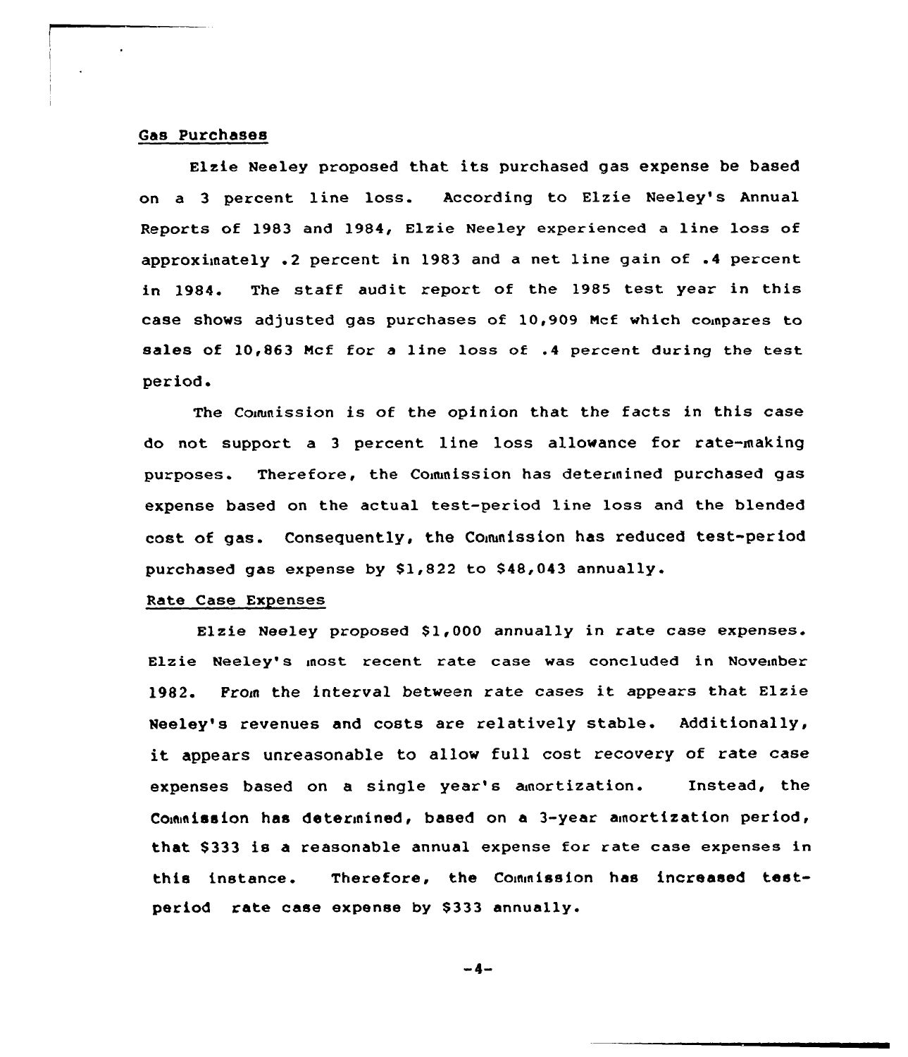Gas Purchases

Elzie Neeley proposed that its purchased gas expense be based on a 3 percent line loss. According to Elzie Neeley's Annual Reports of 1983 and 1984, Elzie Neeley experienced a line loss of approximately .2 percent in 1983 and a net line gain of .4 percent in 1984. The staff audit report of the 1985 test year in this case shows adjusted gas purchases of 10,909 Mcf which compares to sales of 10,863 Mcf for a line loss of .4 percent during the test period.

The Commission is of the opinion that the facts in this case do not support a 3 percent line loss allowance for rate-making purposes. Therefore, the Commission has determined purchased gas expense based on the actual test-period line loss and the blended cost of gas. Consequently, the Commission has reduced test-period purchased gas expense by $1,822 to $48,043 annually.

Rate Case Expenses

Elzie Neeley proposed $1,000 annually in rate case expenses. Elzie Neeley's most recent rate case was concluded in November 1982. From the interval between rate cases it appears that Elzie Neeley's revenues and costs are relatively stable. Additionally, it appears unreasonable to allow full cost recovery of rate case expenses based on a single year's amortization. Instead, the Commission has determined, based on a 3-year amortization period, that $333 is a reasonable annual expense for rate case expenses in this instance. Therefore, the Commission has increased test-period rate case expense by $333 annually.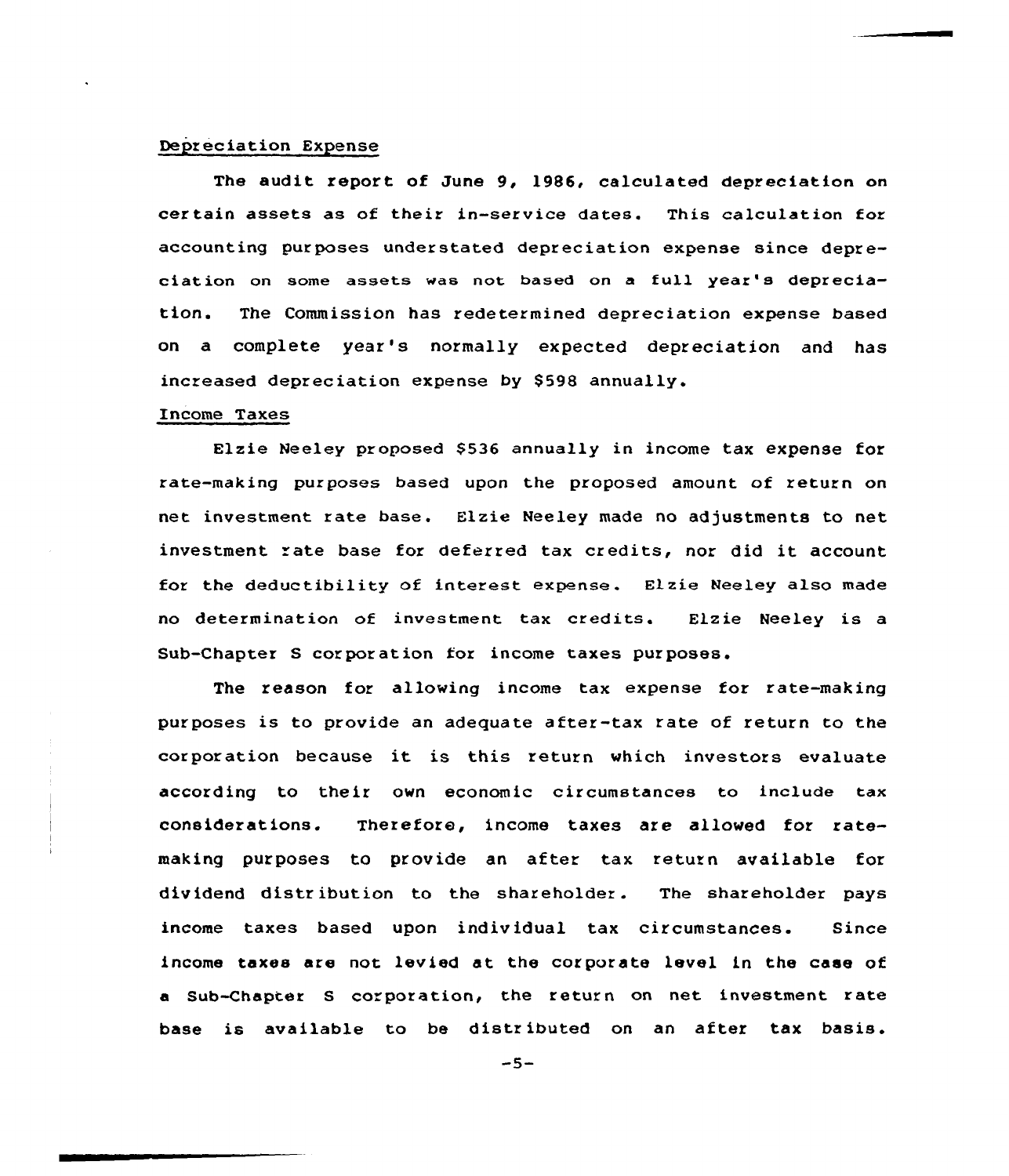Depreciation Expense

The audit report of June 9, 1986, calculated depreciation on certain assets as of their in-service dates. This calculation for accounting purposes understated depreciation expense since depreciation on some assets was not based on a full year's depreciation. The Commission has redetermined depreciation expense based on a complete year's normally expected depreciation and has increased depreciation expense by $598 annually.

Income Taxes

Elzie Neeley proposed $536 annually in income tax expense for rate-making purposes based upon the proposed amount of return on net investment rate base. Elzie Neeley made no adjustments to net investment rate base for deferred tax credits, nor did it account for the deductibility of interest expense. Elzie Neeley also made no determination of investment tax credits. Elzie Neeley is a Sub-Chapter S corporation for income taxes purposes.

The reason for allowing income tax expense for rate-making purposes is to provide an adequate after-tax rate of return to the corporation because it is this return which investors evaluate according to their own economic circumstances to include tax considerations. Therefore, income taxes are allowed for rate-making purposes to provide an after tax return available for dividend distribution to the shareholder. The shareholder pays income taxes based upon individual tax circumstances. Since income taxes are not levied at the corporate level in the case of a Sub-Chapter S corporation, the return on net investment rate base is available to be distributed on an after tax basis.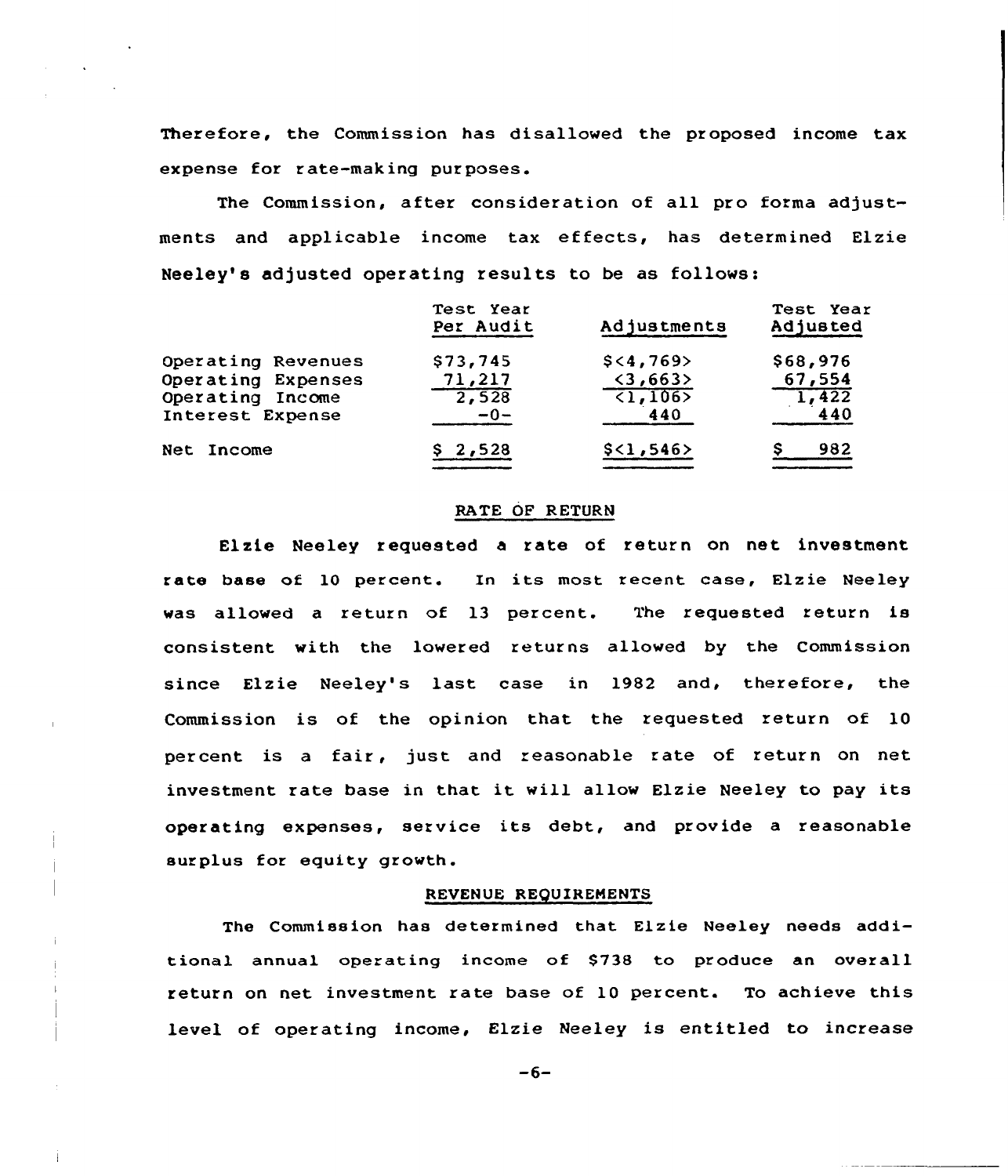Therefore, the Commission has disallowed the proposed income tax expense for rate-making purposes.

The Commission, after consideration of all pro forma adjustments and applicable income tax effects, has determined Elzie Neeley's adjusted operating results to be as follows:

| | Test Year Per Audit | Adjustments | Test Year Adjusted |
|---|---|---|---|
| Operating Revenues | $73,745 | $<4,769> | $68,976 |
| Operating Expenses | 71,217 | <3,663> | 67,554 |
| Operating Income | 2,528 | <1,106> | 1,422 |
| Interest Expense | -0- | 440 | 440 |
| Net Income | $ 2,528 | $<1,546> | $ 982 |

## RATE OF RETURN

Elzie Neeley requested a rate of return on net investment rate base of 10 percent. In its most recent case, Elzie Neeley was allowed a return of 13 percent. The requested return is consistent with the lowered returns allowed by the Commission since Elzie Neeley's last case in 1982 and, therefore, the Commission is of the opinion that the requested return of 10 percent is a fair, just and reasonable rate of return on net investment rate base in that it will allow Elzie Neeley to pay its operating expenses, service its debt, and provide a reasonable surplus for equity growth.

## REVENUE REQUIREMENTS

The Commission has determined that Elzie Neeley needs additional annual operating income of $738 to produce an overall return on net investment rate base of 10 percent. To achieve this level of operating income, Elzie Neeley is entitled to increase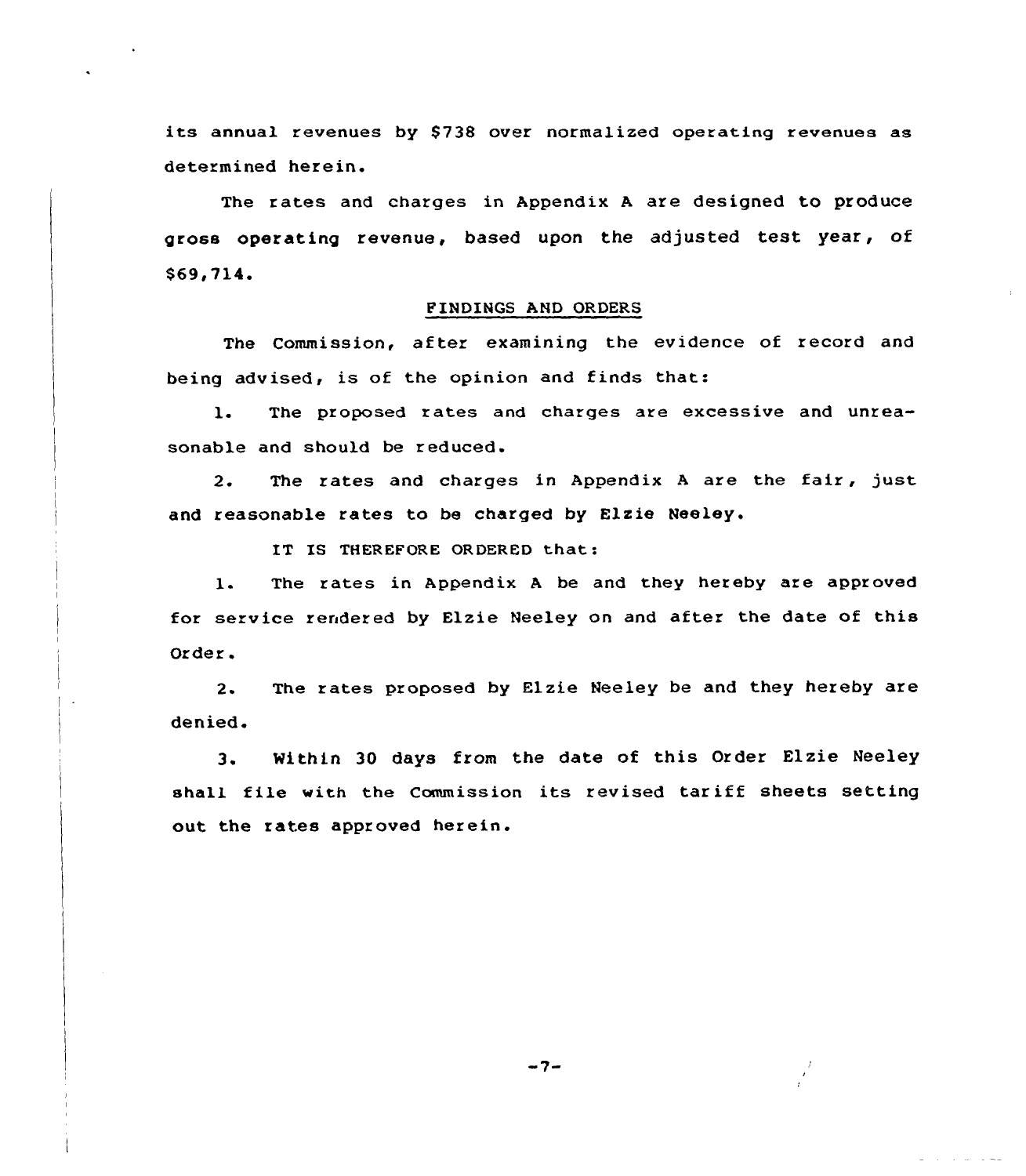its annual revenues by $738 over normalized operating revenues as determined herein.

The rates and charges in Appendix A are designed to produce gross operating revenue, based upon the adjusted test year, of $69,714.

## FINDINGS AND ORDERS

The Commission, after examining the evidence of record and being advised, is of the opinion and finds that:

1. The proposed rates and charges are excessive and unreasonable and should be reduced.

2. The rates and charges in Appendix A are the fair, just and reasonable rates to be charged by Elzie Neeley.

IT IS THEREFORE ORDERED that:

1. The rates in Appendix A be and they hereby are approved for service rendered by Elzie Neeley on and after the date of this Order.

2. The rates proposed by Elzie Neeley be and they hereby are denied.

3. Within 30 days from the date of this Order Elzie Neeley shall file with the Commission its revised tariff sheets setting out the rates approved herein.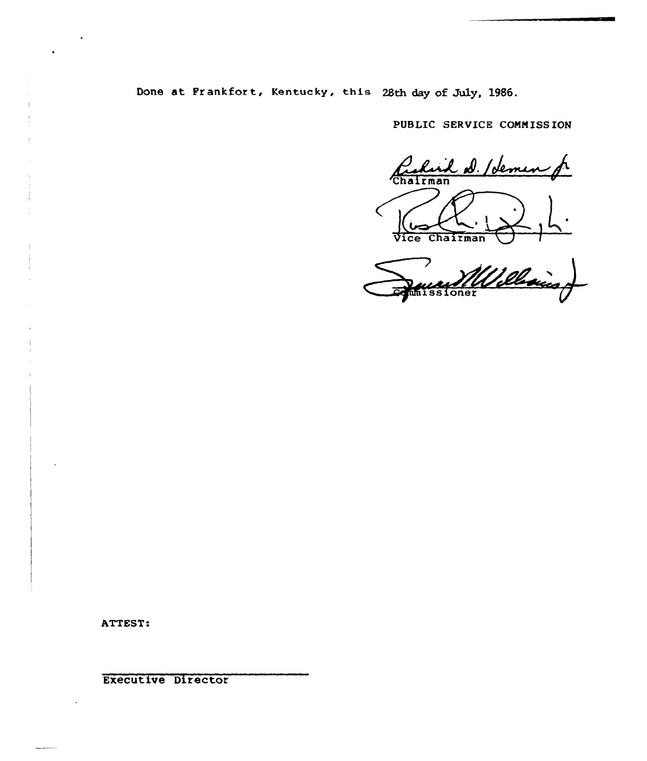Done at Frankfort, Kentucky, this 28th day of July, 1986.

PUBLIC SERVICE COMMISSION

Chairman

Vice Chairman

Commissioner

ATTEST:

Executive Director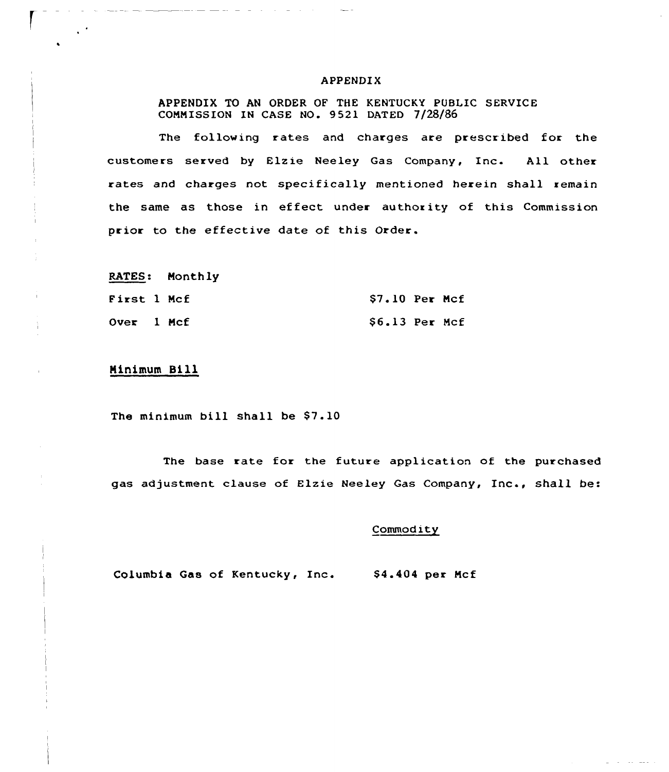# APPENDIX

APPENDIX TO AN ORDER OF THE KENTUCKY PUBLIC SERVICE COMMISSION IN CASE NO. 9521 DATED 7/28/86

The following rates and charges are prescribed for the customers served by Elzie Neeley Gas Company, Inc. All other rates and charges not specifically mentioned herein shall remain the same as those in effect under authority of this Commission prior to the effective date of this Order.

RATES: Monthly

| | |
|---|---|
| First 1 Mcf | $7.10 Per Mcf |
| Over 1 Mcf | $6.13 Per Mcf |

**Minimum Bill**

The minimum bill shall be $7.10

The base rate for the future application of the purchased gas adjustment clause of Elzie Neeley Gas Company, Inc., shall be:

| | Commodity |
|---|---|
| Columbia Gas of Kentucky, Inc. | $4.404 per Mcf |